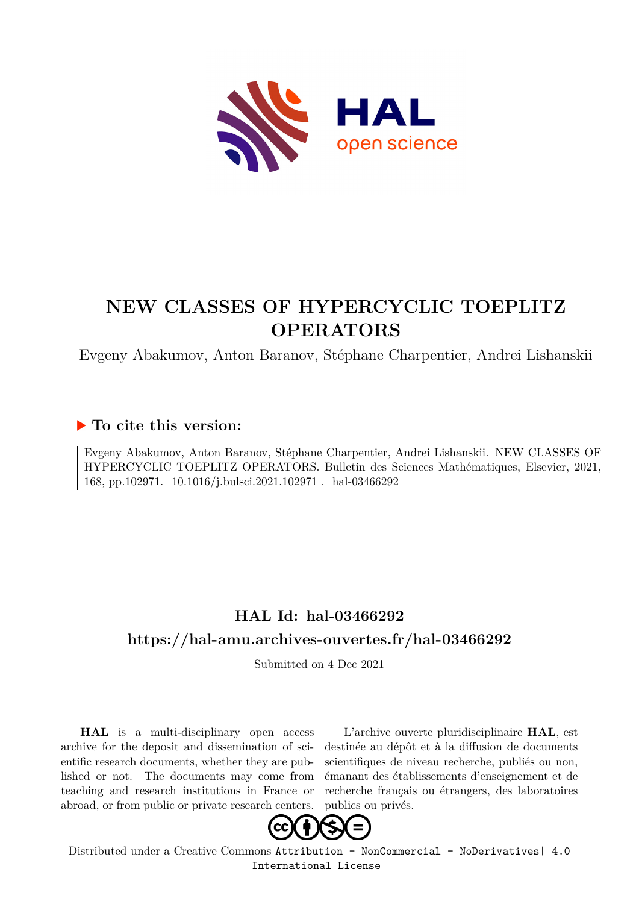# NEW CLASSES OF HYPERCYCLIC TOEPLITZ OPERATORS

Evgeny Abakumov, Anton Baranov, Stéphane Charpentier, Andrei Lishanskii

## ▶ To cite this version:

Evgeny Abakumov, Anton Baranov, Stéphane Charpentier, Andrei Lishanskii. NEW CLASSES OF HYPERCYCLIC TOEPLITZ OPERATORS. Bulletin des Sciences Mathématiques, Elsevier, 2021, 168, pp.102971. 10.1016/j.bulsci.2021.102971 . hal-03466292

## HAL Id: hal-03466292

## https://hal-amu.archives-ouvertes.fr/hal-03466292

Submitted on 4 Dec 2021

**HAL** is a multi-disciplinary open access archive for the deposit and dissemination of scientific research documents, whether they are published or not. The documents may come from teaching and research institutions in France or abroad, or from public or private research centers.

L'archive ouverte pluridisciplinaire **HAL**, est destinée au dépôt et à la diffusion de documents scientifiques de niveau recherche, publiés ou non, émanant des établissements d'enseignement et de recherche français ou étrangers, des laboratoires publics ou privés.

Distributed under a Creative Commons Attribution - NonCommercial - NoDerivatives| 4.0 International License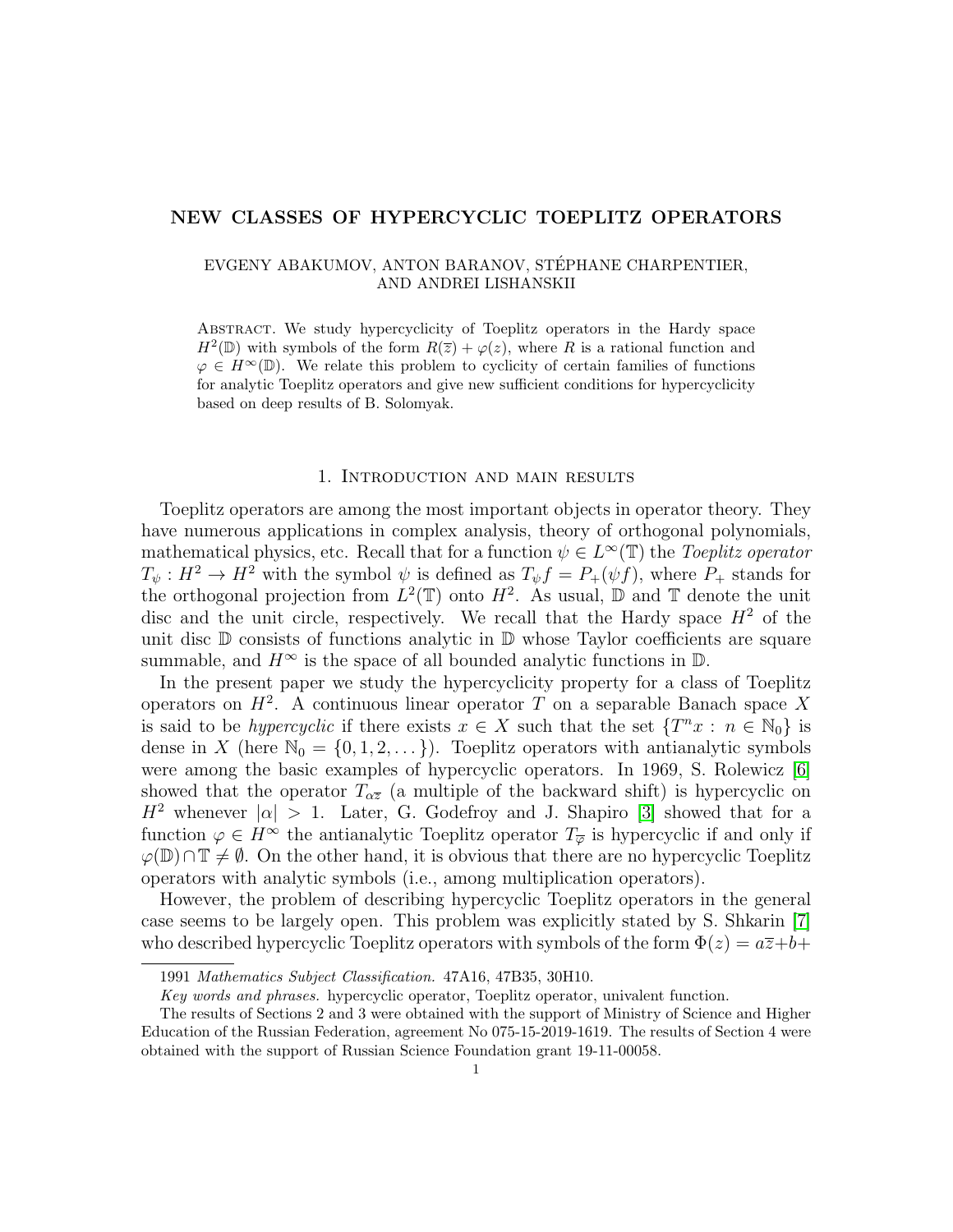# NEW CLASSES OF HYPERCYCLIC TOEPLITZ OPERATORS

EVGENY ABAKUMOV, ANTON BARANOV, STÉPHANE CHARPENTIER, AND ANDREI LISHANSKII

Abstract. We study hypercyclicity of Toeplitz operators in the Hardy space $H^2(\mathbb{D})$ with symbols of the form $R(\overline{z}) + \varphi(z)$, where $R$ is a rational function and $\varphi \in H^\infty(\mathbb{D})$. We relate this problem to cyclicity of certain families of functions for analytic Toeplitz operators and give new sufficient conditions for hypercyclicity based on deep results of B. Solomyak.

## 1. Introduction and main results

Toeplitz operators are among the most important objects in operator theory. They have numerous applications in complex analysis, theory of orthogonal polynomials, mathematical physics, etc. Recall that for a function $\psi \in L^\infty(\mathbb{T})$ the *Toeplitz operator* $T_\psi : H^2 \to H^2$ with the symbol $\psi$ is defined as $T_\psi f = P_+(\psi f)$, where $P_+$ stands for the orthogonal projection from $L^2(\mathbb{T})$ onto $H^2$. As usual, $\mathbb{D}$ and $\mathbb{T}$ denote the unit disc and the unit circle, respectively. We recall that the Hardy space $H^2$ of the unit disc $\mathbb{D}$ consists of functions analytic in $\mathbb{D}$ whose Taylor coefficients are square summable, and $H^\infty$ is the space of all bounded analytic functions in $\mathbb{D}$.

In the present paper we study the hypercyclicity property for a class of Toeplitz operators on $H^2$. A continuous linear operator $T$ on a separable Banach space $X$ is said to be *hypercyclic* if there exists $x \in X$ such that the set $\{T^n x : n \in \mathbb{N}_0\}$ is dense in $X$ (here $\mathbb{N}_0 = \{0, 1, 2, \dots\}$). Toeplitz operators with antianalytic symbols were among the basic examples of hypercyclic operators. In 1969, S. Rolewicz [6] showed that the operator $T_{\alpha\overline{z}}$ (a multiple of the backward shift) is hypercyclic on $H^2$ whenever $|\alpha| > 1$. Later, G. Godefroy and J. Shapiro [3] showed that for a function $\varphi \in H^\infty$ the antianalytic Toeplitz operator $T_{\overline{\varphi}}$ is hypercyclic if and only if $\varphi(\mathbb{D}) \cap \mathbb{T} \neq \emptyset$. On the other hand, it is obvious that there are no hypercyclic Toeplitz operators with analytic symbols (i.e., among multiplication operators).

However, the problem of describing hypercyclic Toeplitz operators in the general case seems to be largely open. This problem was explicitly stated by S. Shkarin [7] who described hypercyclic Toeplitz operators with symbols of the form $\Phi(z) = a\overline{z} + b +$

1991 *Mathematics Subject Classification.* 47A16, 47B35, 30H10.

*Key words and phrases.* hypercyclic operator, Toeplitz operator, univalent function.

The results of Sections 2 and 3 were obtained with the support of Ministry of Science and Higher Education of the Russian Federation, agreement No 075-15-2019-1619. The results of Section 4 were obtained with the support of Russian Science Foundation grant 19-11-00058.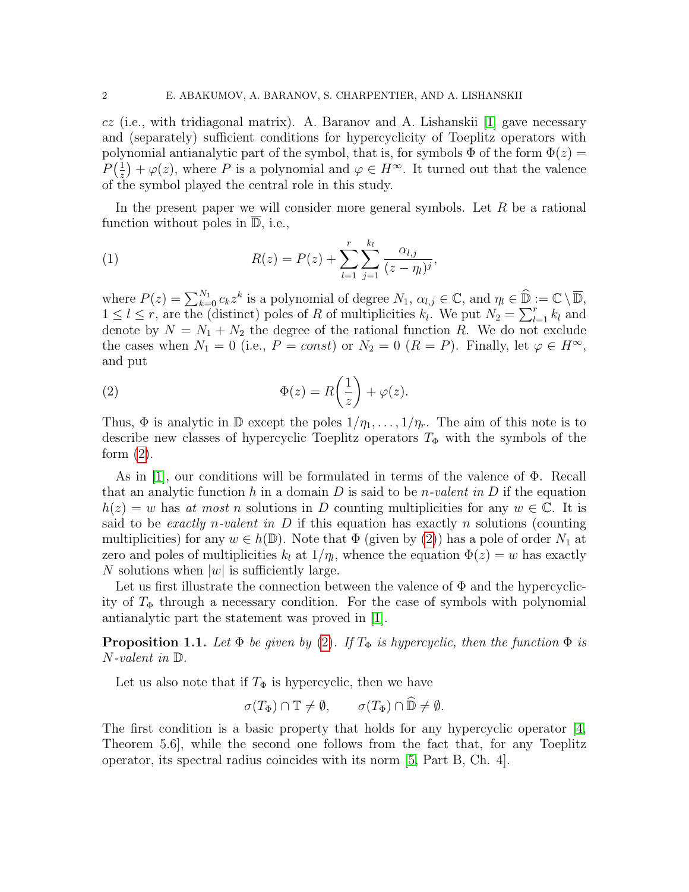$cz$ (i.e., with tridiagonal matrix). A. Baranov and A. Lishanskii [1] gave necessary and (separately) sufficient conditions for hypercyclicity of Toeplitz operators with polynomial antianalytic part of the symbol, that is, for symbols $\Phi$ of the form $\Phi(z) = P\big(\frac{1}{z}\big) + \varphi(z)$, where $P$ is a polynomial and $\varphi \in H^\infty$. It turned out that the valence of the symbol played the central role in this study.

In the present paper we will consider more general symbols. Let $R$ be a rational function without poles in $\overline{\mathbb{D}}$, i.e.,

$$R(z) = P(z) + \sum_{l=1}^{r} \sum_{j=1}^{k_l} \frac{\alpha_{l,j}}{(z-\eta_l)^j}, \tag{1}$$

where $P(z) = \sum_{k=0}^{N_1} c_k z^k$ is a polynomial of degree $N_1$, $\alpha_{l,j} \in \mathbb{C}$, and $\eta_l \in \widehat{\mathbb{D}} := \mathbb{C} \setminus \overline{\mathbb{D}}$, $1 \le l \le r$, are the (distinct) poles of $R$ of multiplicities $k_l$. We put $N_2 = \sum_{l=1}^{r} k_l$ and denote by $N = N_1 + N_2$ the degree of the rational function $R$. We do not exclude the cases when $N_1 = 0$ (i.e., $P = const$) or $N_2 = 0$ ($R = P$). Finally, let $\varphi \in H^\infty$, and put

$$\Phi(z) = R\bigg(\frac{1}{z}\bigg) + \varphi(z). \tag{2}$$

Thus, $\Phi$ is analytic in $\mathbb{D}$ except the poles $1/\eta_1, \dots, 1/\eta_r$. The aim of this note is to describe new classes of hypercyclic Toeplitz operators $T_\Phi$ with the symbols of the form (2).

As in [1], our conditions will be formulated in terms of the valence of $\Phi$. Recall that an analytic function $h$ in a domain $D$ is said to be *$n$-valent in $D$* if the equation $h(z) = w$ has *at most* $n$ solutions in $D$ counting multiplicities for any $w \in \mathbb{C}$. It is said to be *exactly $n$-valent in $D$* if this equation has exactly $n$ solutions (counting multiplicities) for any $w \in h(\mathbb{D})$. Note that $\Phi$ (given by (2)) has a pole of order $N_1$ at zero and poles of multiplicities $k_l$ at $1/\eta_l$, whence the equation $\Phi(z) = w$ has exactly $N$ solutions when $|w|$ is sufficiently large.

Let us first illustrate the connection between the valence of $\Phi$ and the hypercyclicity of $T_\Phi$ through a necessary condition. For the case of symbols with polynomial antianalytic part the statement was proved in [1].

**Proposition 1.1.** *Let $\Phi$ be given by (2). If $T_\Phi$ is hypercyclic, then the function $\Phi$ is $N$-valent in $\mathbb{D}$.*

Let us also note that if $T_\Phi$ is hypercyclic, then we have

$$\sigma(T_\Phi) \cap \mathbb{T} \neq \emptyset, \qquad \sigma(T_\Phi) \cap \widehat{\mathbb{D}} \neq \emptyset.$$

The first condition is a basic property that holds for any hypercyclic operator [4, Theorem 5.6], while the second one follows from the fact that, for any Toeplitz operator, its spectral radius coincides with its norm [5, Part B, Ch. 4].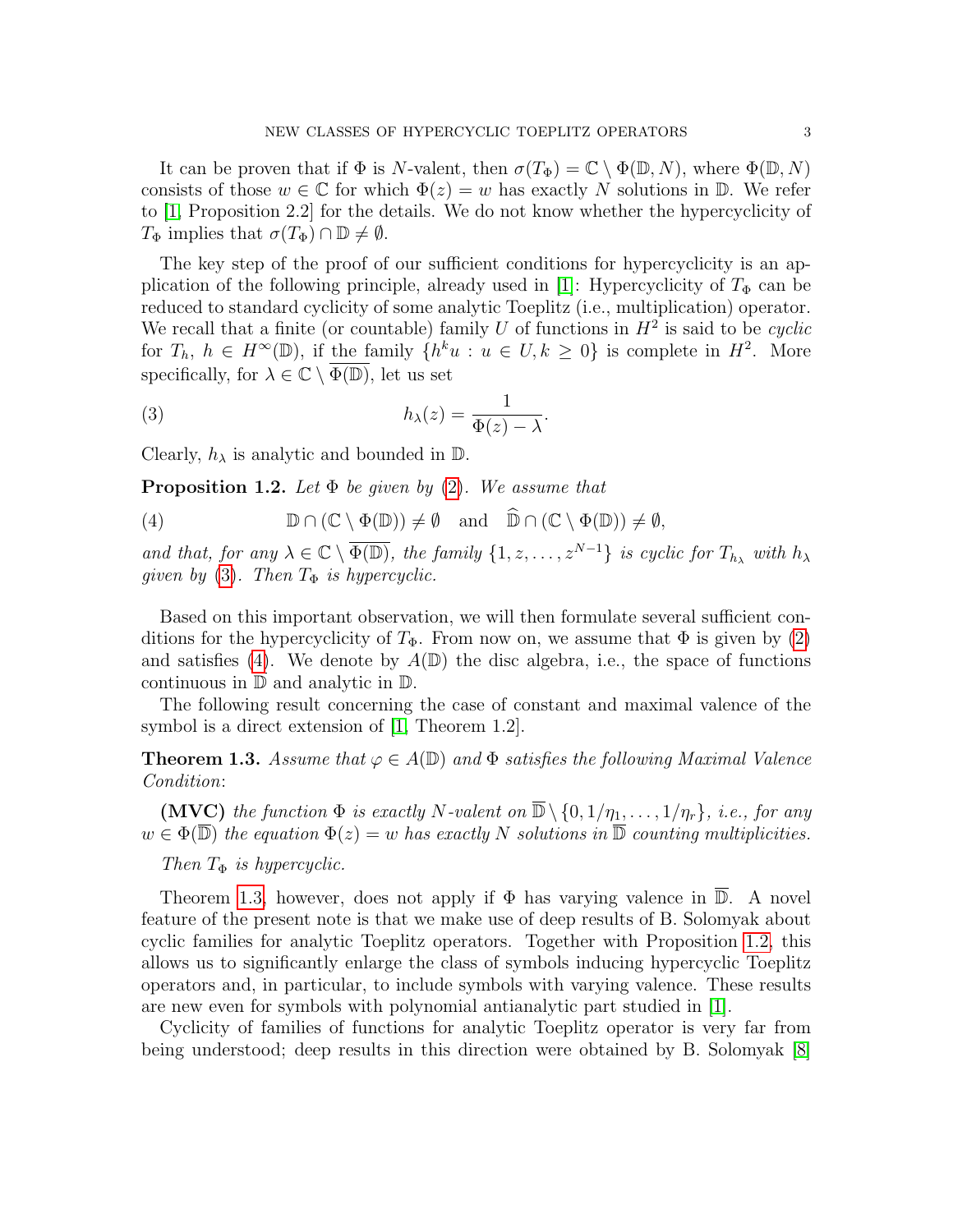It can be proven that if $\Phi$ is $N$-valent, then $\sigma(T_\Phi) = \mathbb{C} \setminus \Phi(\mathbb{D}, N)$, where $\Phi(\mathbb{D}, N)$ consists of those $w \in \mathbb{C}$ for which $\Phi(z) = w$ has exactly $N$ solutions in $\mathbb{D}$. We refer to [1, Proposition 2.2] for the details. We do not know whether the hypercyclicity of $T_\Phi$ implies that $\sigma(T_\Phi) \cap \mathbb{D} \neq \emptyset$.

The key step of the proof of our sufficient conditions for hypercyclicity is an application of the following principle, already used in [1]: Hypercyclicity of $T_\Phi$ can be reduced to standard cyclicity of some analytic Toeplitz (i.e., multiplication) operator. We recall that a finite (or countable) family $U$ of functions in $H^2$ is said to be *cyclic* for $T_h$, $h \in H^\infty(\mathbb{D})$, if the family $\{h^k u : u \in U, k \geq 0\}$ is complete in $H^2$. More specifically, for $\lambda \in \mathbb{C} \setminus \overline{\Phi(\mathbb{D})}$, let us set

$$h_\lambda(z) = \frac{1}{\Phi(z) - \lambda}. \tag{3}$$

Clearly, $h_\lambda$ is analytic and bounded in $\mathbb{D}$.

**Proposition 1.2.** *Let $\Phi$ be given by (2). We assume that*

$$\mathbb{D} \cap (\mathbb{C} \setminus \Phi(\mathbb{D})) \neq \emptyset \quad \text{and} \quad \widehat{\mathbb{D}} \cap (\mathbb{C} \setminus \Phi(\mathbb{D})) \neq \emptyset, \tag{4}$$

*and that, for any $\lambda \in \mathbb{C} \setminus \overline{\Phi(\mathbb{D})}$, the family $\{1, z, \ldots, z^{N-1}\}$ is cyclic for $T_{h_\lambda}$ with $h_\lambda$ given by (3). Then $T_\Phi$ is hypercyclic.*

Based on this important observation, we will then formulate several sufficient conditions for the hypercyclicity of $T_\Phi$. From now on, we assume that $\Phi$ is given by (2) and satisfies (4). We denote by $A(\mathbb{D})$ the disc algebra, i.e., the space of functions continuous in $\mathbb{D}$ and analytic in $\mathbb{D}$.

The following result concerning the case of constant and maximal valence of the symbol is a direct extension of [1, Theorem 1.2].

**Theorem 1.3.** *Assume that $\varphi \in A(\mathbb{D})$ and $\Phi$ satisfies the following Maximal Valence Condition*:

**(MVC)** *the function $\Phi$ is exactly $N$-valent on $\overline{\mathbb{D}} \setminus \{0, 1/\eta_1, \ldots, 1/\eta_r\}$, i.e., for any $w \in \Phi(\overline{\mathbb{D}})$ the equation $\Phi(z) = w$ has exactly $N$ solutions in $\overline{\mathbb{D}}$ counting multiplicities.*

*Then $T_\Phi$ is hypercyclic.*

Theorem 1.3, however, does not apply if $\Phi$ has varying valence in $\overline{\mathbb{D}}$. A novel feature of the present note is that we make use of deep results of B. Solomyak about cyclic families for analytic Toeplitz operators. Together with Proposition 1.2, this allows us to significantly enlarge the class of symbols inducing hypercyclic Toeplitz operators and, in particular, to include symbols with varying valence. These results are new even for symbols with polynomial antianalytic part studied in [1].

Cyclicity of families of functions for analytic Toeplitz operator is very far from being understood; deep results in this direction were obtained by B. Solomyak [8]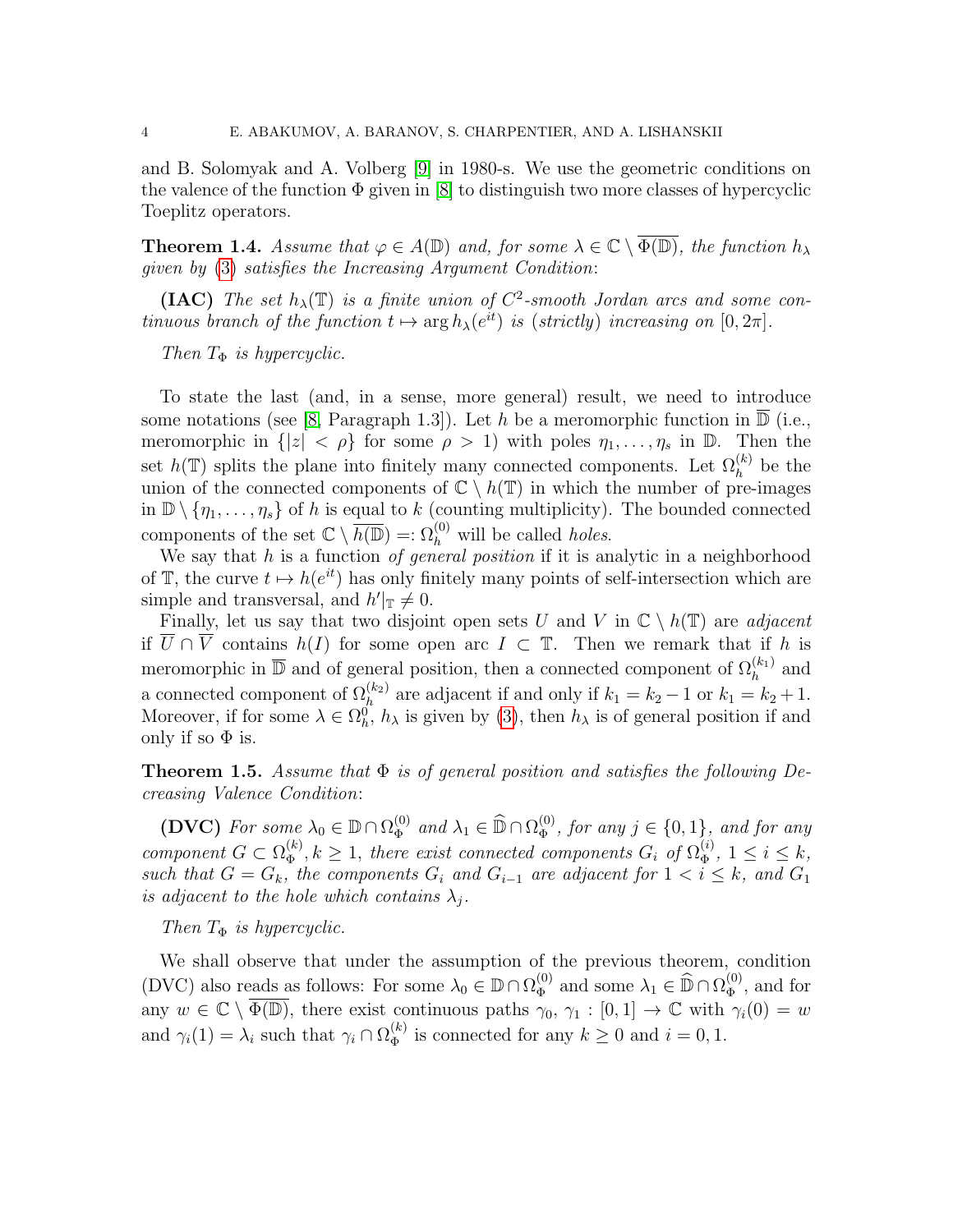and B. Solomyak and A. Volberg [9] in 1980-s. We use the geometric conditions on the valence of the function $\Phi$ given in [8] to distinguish two more classes of hypercyclic Toeplitz operators.

**Theorem 1.4.** *Assume that $\varphi \in A(\mathbb{D})$ and, for some $\lambda \in \mathbb{C} \setminus \overline{\Phi(\mathbb{D})}$, the function $h_\lambda$ given by* (3) *satisfies the Increasing Argument Condition*:

**(IAC)** *The set $h_\lambda(\mathbb{T})$ is a finite union of $C^2$-smooth Jordan arcs and some continuous branch of the function $t \mapsto \arg h_\lambda(e^{it})$ is (strictly) increasing on $[0, 2\pi]$.*

*Then $T_\Phi$ is hypercyclic.*

To state the last (and, in a sense, more general) result, we need to introduce some notations (see [8, Paragraph 1.3]). Let $h$ be a meromorphic function in $\overline{\mathbb{D}}$ (i.e., meromorphic in $\{|z| < \rho\}$ for some $\rho > 1$) with poles $\eta_1, \dots, \eta_s$ in $\mathbb{D}$. Then the set $h(\mathbb{T})$ splits the plane into finitely many connected components. Let $\Omega_h^{(k)}$ be the union of the connected components of $\mathbb{C} \setminus h(\mathbb{T})$ in which the number of pre-images in $\mathbb{D} \setminus \{\eta_1, \dots, \eta_s\}$ of $h$ is equal to $k$ (counting multiplicity). The bounded connected components of the set $\mathbb{C} \setminus \overline{h(\mathbb{D})} =: \Omega_h^{(0)}$ will be called *holes*.

We say that $h$ is a function *of general position* if it is analytic in a neighborhood of $\mathbb{T}$, the curve $t \mapsto h(e^{it})$ has only finitely many points of self-intersection which are simple and transversal, and $h'|_{\mathbb{T}} \neq 0$.

Finally, let us say that two disjoint open sets $U$ and $V$ in $\mathbb{C} \setminus h(\mathbb{T})$ are *adjacent* if $\overline{U} \cap \overline{V}$ contains $h(I)$ for some open arc $I \subset \mathbb{T}$. Then we remark that if $h$ is meromorphic in $\overline{\mathbb{D}}$ and of general position, then a connected component of $\Omega_h^{(k_1)}$ and a connected component of $\Omega_h^{(k_2)}$ are adjacent if and only if $k_1 = k_2 - 1$ or $k_1 = k_2 + 1$. Moreover, if for some $\lambda \in \Omega_h^0$, $h_\lambda$ is given by (3), then $h_\lambda$ is of general position if and only if so $\Phi$ is.

**Theorem 1.5.** *Assume that $\Phi$ is of general position and satisfies the following Decreasing Valence Condition*:

**(DVC)** *For some $\lambda_0 \in \mathbb{D} \cap \Omega_\Phi^{(0)}$ and $\lambda_1 \in \widehat{\mathbb{D}} \cap \Omega_\Phi^{(0)}$, for any $j \in \{0, 1\}$, and for any component $G \subset \Omega_\Phi^{(k)}, k \geq 1$, there exist connected components $G_i$ of $\Omega_\Phi^{(i)}$, $1 \leq i \leq k$, such that $G = G_k$, the components $G_i$ and $G_{i-1}$ are adjacent for $1 < i \leq k$, and $G_1$ is adjacent to the hole which contains $\lambda_j$.*

*Then $T_\Phi$ is hypercyclic.*

We shall observe that under the assumption of the previous theorem, condition (DVC) also reads as follows: For some $\lambda_0 \in \mathbb{D} \cap \Omega_\Phi^{(0)}$ and some $\lambda_1 \in \widehat{\mathbb{D}} \cap \Omega_\Phi^{(0)}$, and for any $w \in \mathbb{C} \setminus \overline{\Phi(\mathbb{D})}$, there exist continuous paths $\gamma_0, \gamma_1 : [0, 1] \to \mathbb{C}$ with $\gamma_i(0) = w$ and $\gamma_i(1) = \lambda_i$ such that $\gamma_i \cap \Omega_\Phi^{(k)}$ is connected for any $k \geq 0$ and $i = 0, 1$.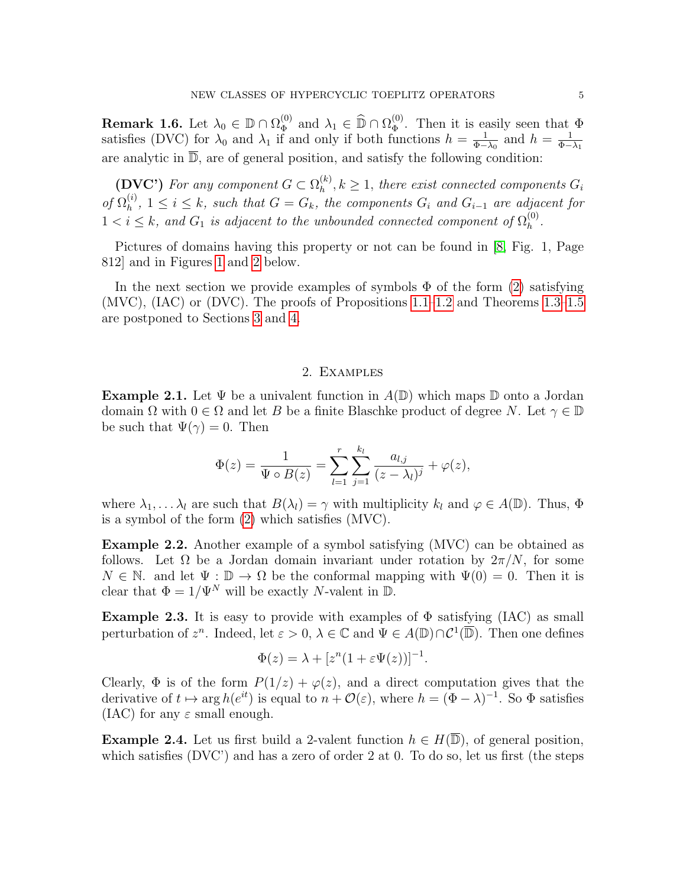**Remark 1.6.** Let $\lambda_0 \in \mathbb{D} \cap \Omega_\Phi^{(0)}$ and $\lambda_1 \in \widehat{\mathbb{D}} \cap \Omega_\Phi^{(0)}$. Then it is easily seen that $\Phi$ satisfies (DVC) for $\lambda_0$ and $\lambda_1$ if and only if both functions $h = \frac{1}{\Phi - \lambda_0}$ and $h = \frac{1}{\Phi - \lambda_1}$ are analytic in $\overline{\mathbb{D}}$, are of general position, and satisfy the following condition:

**(DVC')** *For any component $G \subset \Omega_h^{(k)}, k \geq 1$, there exist connected components $G_i$ of $\Omega_h^{(i)}$, $1 \leq i \leq k$, such that $G = G_k$, the components $G_i$ and $G_{i-1}$ are adjacent for $1 < i \leq k$, and $G_1$ is adjacent to the unbounded connected component of $\Omega_h^{(0)}$.*

Pictures of domains having this property or not can be found in [8, Fig. 1, Page 812] and in Figures 1 and 2 below.

In the next section we provide examples of symbols $\Phi$ of the form (2) satisfying (MVC), (IAC) or (DVC). The proofs of Propositions 1.1–1.2 and Theorems 1.3–1.5 are postponed to Sections 3 and 4.

## 2. Examples

**Example 2.1.** Let $\Psi$ be a univalent function in $A(\mathbb{D})$ which maps $\mathbb{D}$ onto a Jordan domain $\Omega$ with $0 \in \Omega$ and let $B$ be a finite Blaschke product of degree $N$. Let $\gamma \in \mathbb{D}$ be such that $\Psi(\gamma) = 0$. Then

$$\Phi(z) = \frac{1}{\Psi \circ B(z)} = \sum_{l=1}^{r} \sum_{j=1}^{k_l} \frac{a_{l,j}}{(z - \lambda_l)^j} + \varphi(z),$$

where $\lambda_1, \ldots \lambda_l$ are such that $B(\lambda_l) = \gamma$ with multiplicity $k_l$ and $\varphi \in A(\mathbb{D})$. Thus, $\Phi$ is a symbol of the form (2) which satisfies (MVC).

**Example 2.2.** Another example of a symbol satisfying (MVC) can be obtained as follows. Let $\Omega$ be a Jordan domain invariant under rotation by $2\pi/N$, for some $N \in \mathbb{N}$. and let $\Psi : \mathbb{D} \to \Omega$ be the conformal mapping with $\Psi(0) = 0$. Then it is clear that $\Phi = 1/\Psi^N$ will be exactly $N$-valent in $\mathbb{D}$.

**Example 2.3.** It is easy to provide with examples of $\Phi$ satisfying (IAC) as small perturbation of $z^n$. Indeed, let $\varepsilon > 0$, $\lambda \in \mathbb{C}$ and $\Psi \in A(\mathbb{D}) \cap \mathcal{C}^1(\overline{\mathbb{D}})$. Then one defines

$$\Phi(z) = \lambda + [z^n(1 + \varepsilon\Psi(z))]^{-1}.$$

Clearly, $\Phi$ is of the form $P(1/z) + \varphi(z)$, and a direct computation gives that the derivative of $t \mapsto \arg h(e^{it})$ is equal to $n + \mathcal{O}(\varepsilon)$, where $h = (\Phi - \lambda)^{-1}$. So $\Phi$ satisfies (IAC) for any $\varepsilon$ small enough.

**Example 2.4.** Let us first build a 2-valent function $h \in H(\overline{\mathbb{D}})$, of general position, which satisfies (DVC') and has a zero of order 2 at 0. To do so, let us first (the steps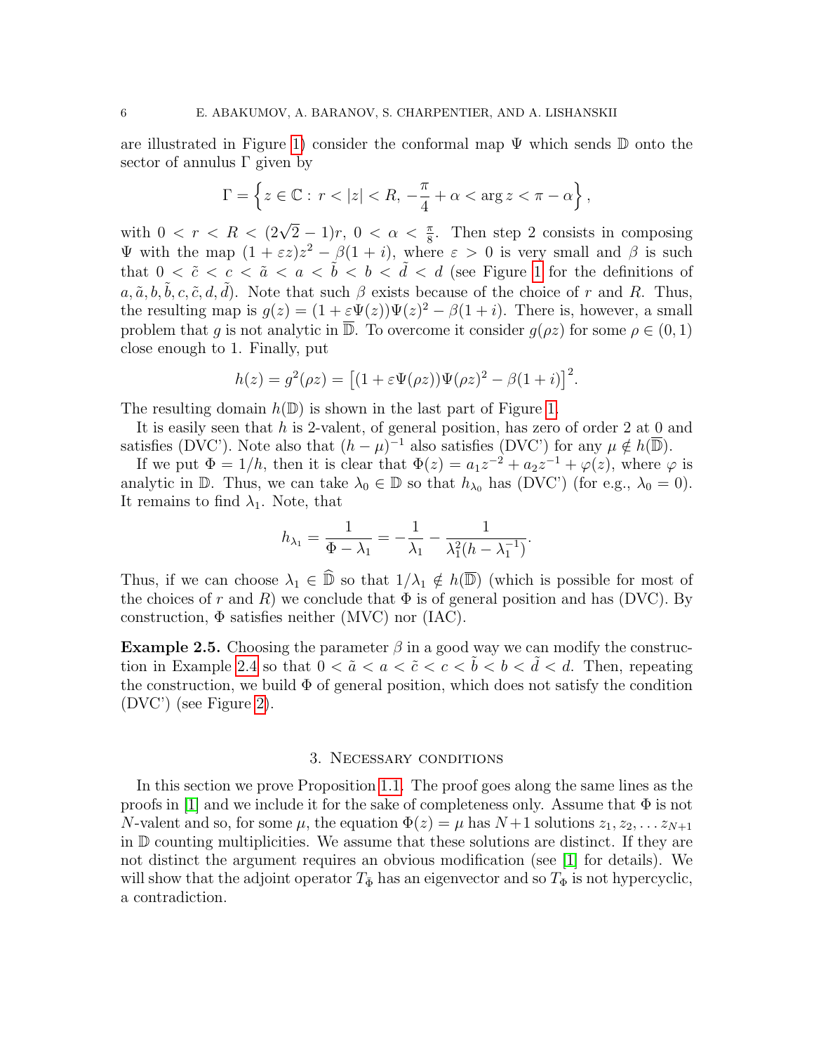are illustrated in Figure 1) consider the conformal map $\Psi$ which sends $\mathbb{D}$ onto the sector of annulus $\Gamma$ given by

$$\Gamma = \left\{ z \in \mathbb{C} : \, r < |z| < R, \, -\frac{\pi}{4} + \alpha < \arg z < \pi - \alpha \right\},$$

with $0 < r < R < (2\sqrt{2} - 1)r$, $0 < \alpha < \frac{\pi}{8}$. Then step 2 consists in composing $\Psi$ with the map $(1 + \varepsilon z)z^2 - \beta(1 + i)$, where $\varepsilon > 0$ is very small and $\beta$ is such that $0 < \tilde{c} < c < \tilde{a} < a < \tilde{b} < b < \tilde{d} < d$ (see Figure 1 for the definitions of $a, \tilde{a}, b, \tilde{b}, c, \tilde{c}, d, \tilde{d}$). Note that such $\beta$ exists because of the choice of $r$ and $R$. Thus, the resulting map is $g(z) = (1 + \varepsilon\Psi(z))\Psi(z)^2 - \beta(1 + i)$. There is, however, a small problem that $g$ is not analytic in $\overline{\mathbb{D}}$. To overcome it consider $g(\rho z)$ for some $\rho \in (0, 1)$ close enough to 1. Finally, put

$$h(z) = g^2(\rho z) = \left[(1 + \varepsilon\Psi(\rho z))\Psi(\rho z)^2 - \beta(1 + i)\right]^2.$$

The resulting domain $h(\mathbb{D})$ is shown in the last part of Figure 1.

It is easily seen that $h$ is 2-valent, of general position, has zero of order 2 at 0 and satisfies (DVC'). Note also that $(h - \mu)^{-1}$ also satisfies (DVC') for any $\mu \notin h(\overline{\mathbb{D}})$.

If we put $\Phi = 1/h$, then it is clear that $\Phi(z) = a_1 z^{-2} + a_2 z^{-1} + \varphi(z)$, where $\varphi$ is analytic in $\mathbb{D}$. Thus, we can take $\lambda_0 \in \mathbb{D}$ so that $h_{\lambda_0}$ has (DVC') (for e.g., $\lambda_0 = 0$). It remains to find $\lambda_1$. Note, that

$$h_{\lambda_1} = \frac{1}{\Phi - \lambda_1} = -\frac{1}{\lambda_1} - \frac{1}{\lambda_1^2 (h - \lambda_1^{-1})}.$$

Thus, if we can choose $\lambda_1 \in \widehat{\mathbb{D}}$ so that $1/\lambda_1 \notin h(\overline{\mathbb{D}})$ (which is possible for most of the choices of $r$ and $R$) we conclude that $\Phi$ is of general position and has (DVC). By construction, $\Phi$ satisfies neither (MVC) nor (IAC).

**Example 2.5.** Choosing the parameter $\beta$ in a good way we can modify the construction in Example 2.4 so that $0 < \tilde{a} < a < \tilde{c} < c < \tilde{b} < b < \tilde{d} < d$. Then, repeating the construction, we build $\Phi$ of general position, which does not satisfy the condition (DVC') (see Figure 2).

## 3. Necessary conditions

In this section we prove Proposition 1.1. The proof goes along the same lines as the proofs in [1] and we include it for the sake of completeness only. Assume that $\Phi$ is not $N$-valent and so, for some $\mu$, the equation $\Phi(z) = \mu$ has $N+1$ solutions $z_1, z_2, \dots z_{N+1}$ in $\mathbb{D}$ counting multiplicities. We assume that these solutions are distinct. If they are not distinct the argument requires an obvious modification (see [1] for details). We will show that the adjoint operator $T_{\bar{\Phi}}$ has an eigenvector and so $T_\Phi$ is not hypercyclic, a contradiction.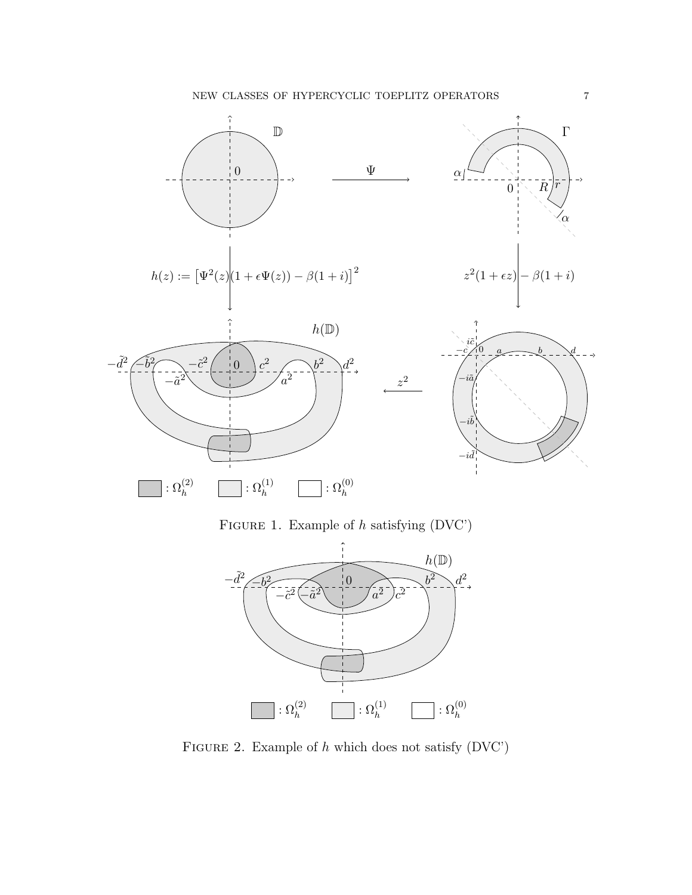FIGURE 1. Example of $h$ satisfying (DVC')

FIGURE 2. Example of $h$ which does not satisfy (DVC')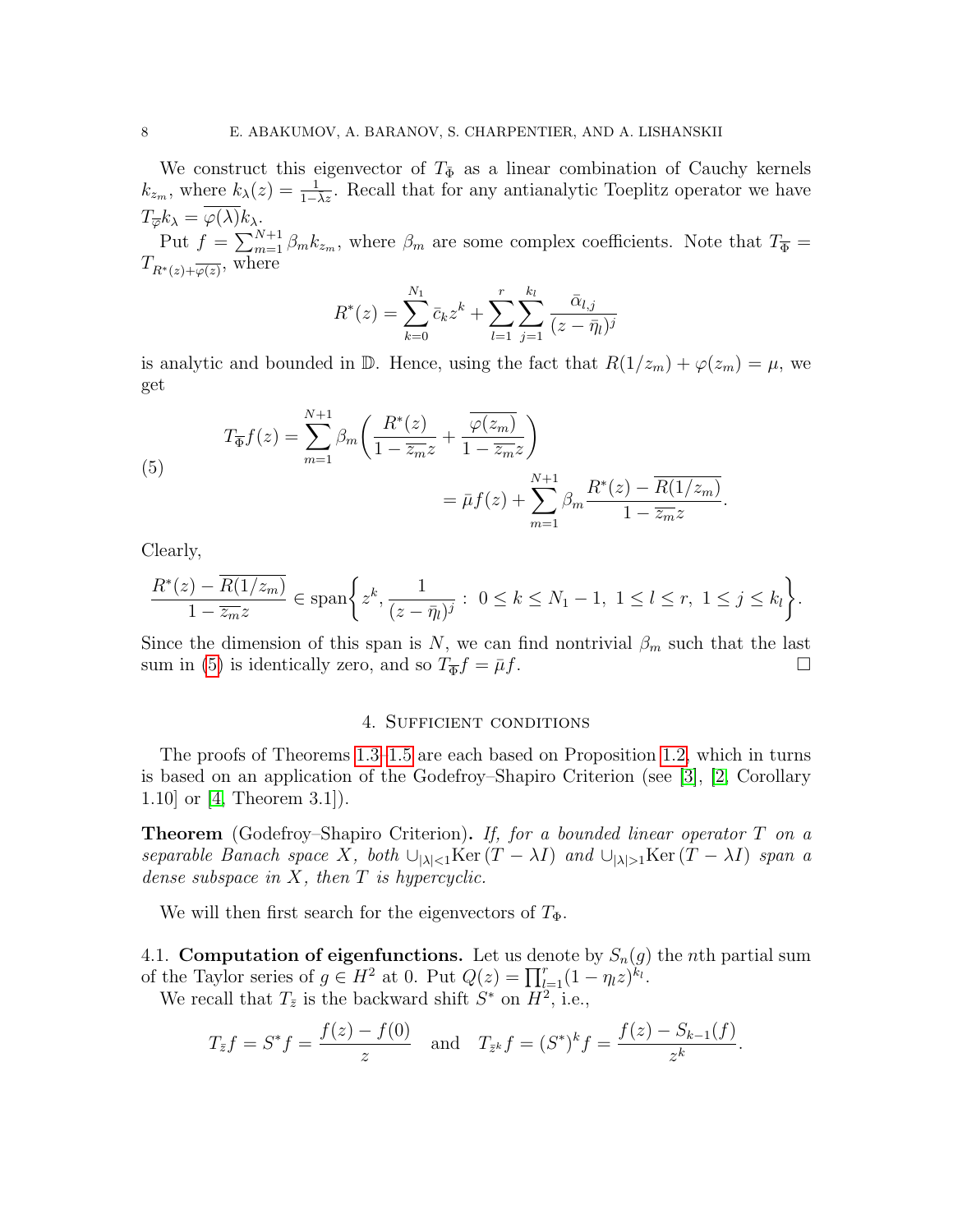We construct this eigenvector of $T_{\bar{\Phi}}$ as a linear combination of Cauchy kernels $k_{z_m}$, where $k_\lambda(z) = \frac{1}{1-\bar{\lambda}z}$. Recall that for any antianalytic Toeplitz operator we have $T_{\overline{\varphi}} k_\lambda = \overline{\varphi(\lambda)} k_\lambda$.

Put $f = \sum_{m=1}^{N+1} \beta_m k_{z_m}$, where $\beta_m$ are some complex coefficients. Note that $T_{\overline{\Phi}} = T_{R^*(z)+\overline{\varphi(z)}}$, where

$$R^*(z) = \sum_{k=0}^{N_1} \bar{c}_k z^k + \sum_{l=1}^{r} \sum_{j=1}^{k_l} \frac{\bar{\alpha}_{l,j}}{(z-\bar{\eta}_l)^j}$$

is analytic and bounded in $\mathbb{D}$. Hence, using the fact that $R(1/z_m) + \varphi(z_m) = \mu$, we get

$$\begin{aligned} T_{\overline{\Phi}} f(z) &= \sum_{m=1}^{N+1} \beta_m \left( \frac{R^*(z)}{1-\overline{z_m}z} + \frac{\overline{\varphi(z_m)}}{1-\overline{z_m}z} \right) \\ &= \bar{\mu} f(z) + \sum_{m=1}^{N+1} \beta_m \frac{R^*(z) - \overline{R(1/z_m)}}{1-\overline{z_m}z}. \end{aligned} \tag{5}$$

Clearly,

$$\frac{R^*(z) - \overline{R(1/z_m)}}{1-\overline{z_m}z} \in \operatorname{span}\left\{ z^k, \frac{1}{(z-\bar{\eta}_l)^j} : \ 0 \le k \le N_1 - 1, \ 1 \le l \le r, \ 1 \le j \le k_l \right\}.$$

Since the dimension of this span is $N$, we can find nontrivial $\beta_m$ such that the last sum in (5) is identically zero, and so $T_{\overline{\Phi}} f = \bar{\mu} f$. $\square$

## 4. Sufficient conditions

The proofs of Theorems 1.3–1.5 are each based on Proposition 1.2, which in turns is based on an application of the Godefroy–Shapiro Criterion (see [3], [2, Corollary 1.10] or [4, Theorem 3.1]).

**Theorem** (Godefroy–Shapiro Criterion). *If, for a bounded linear operator $T$ on a separable Banach space $X$, both $\cup_{|\lambda|<1} \operatorname{Ker}(T-\lambda I)$ and $\cup_{|\lambda|>1} \operatorname{Ker}(T-\lambda I)$ span a dense subspace in $X$, then $T$ is hypercyclic.*

We will then first search for the eigenvectors of $T_\Phi$.

### 4.1. Computation of eigenfunctions.

Let us denote by $S_n(g)$ the $n$th partial sum of the Taylor series of $g \in H^2$ at 0. Put $Q(z) = \prod_{l=1}^{r} (1-\eta_l z)^{k_l}$.

We recall that $T_{\bar{z}}$ is the backward shift $S^*$ on $H^2$, i.e.,

$$T_{\bar{z}} f = S^* f = \frac{f(z) - f(0)}{z} \quad \text{and} \quad T_{\bar{z}^k} f = (S^*)^k f = \frac{f(z) - S_{k-1}(f)}{z^k}.$$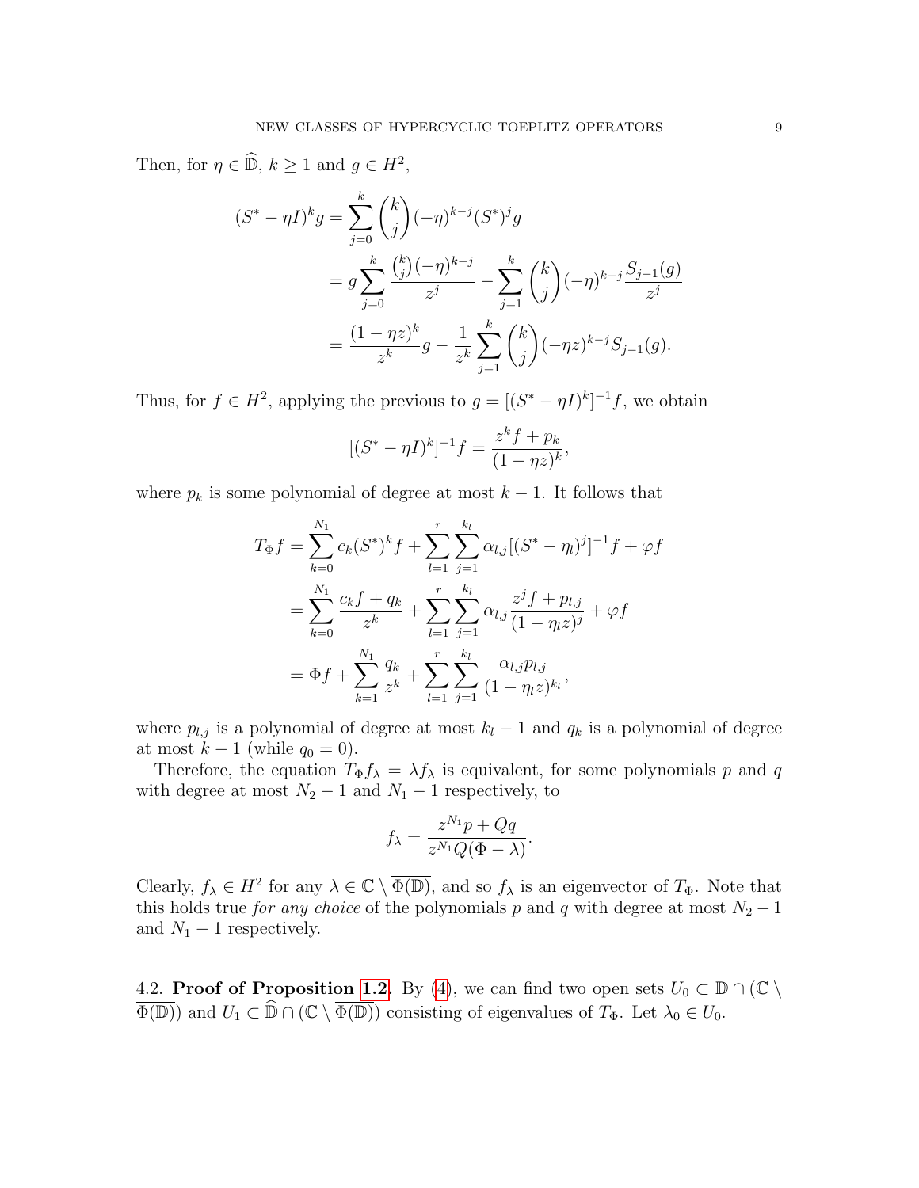Then, for $\eta \in \widehat{\mathbb{D}}$, $k \geq 1$ and $g \in H^2$,

$$
\begin{aligned}
(S^* - \eta I)^k g &= \sum_{j=0}^{k} \binom{k}{j} (-\eta)^{k-j} (S^*)^j g \\
&= g \sum_{j=0}^{k} \frac{\binom{k}{j}(-\eta)^{k-j}}{z^j} - \sum_{j=1}^{k} \binom{k}{j} (-\eta)^{k-j} \frac{S_{j-1}(g)}{z^j} \\
&= \frac{(1-\eta z)^k}{z^k} g - \frac{1}{z^k} \sum_{j=1}^{k} \binom{k}{j} (-\eta z)^{k-j} S_{j-1}(g).
\end{aligned}
$$

Thus, for $f \in H^2$, applying the previous to $g = [(S^* - \eta I)^k]^{-1} f$, we obtain

$$
[(S^* - \eta I)^k]^{-1} f = \frac{z^k f + p_k}{(1-\eta z)^k},
$$

where $p_k$ is some polynomial of degree at most $k-1$. It follows that

$$
\begin{aligned}
T_\Phi f &= \sum_{k=0}^{N_1} c_k (S^*)^k f + \sum_{l=1}^{r} \sum_{j=1}^{k_l} \alpha_{l,j} [(S^* - \eta_l)^j]^{-1} f + \varphi f \\
&= \sum_{k=0}^{N_1} \frac{c_k f + q_k}{z^k} + \sum_{l=1}^{r} \sum_{j=1}^{k_l} \alpha_{l,j} \frac{z^j f + p_{l,j}}{(1-\eta_l z)^j} + \varphi f \\
&= \Phi f + \sum_{k=1}^{N_1} \frac{q_k}{z^k} + \sum_{l=1}^{r} \sum_{j=1}^{k_l} \frac{\alpha_{l,j} p_{l,j}}{(1-\eta_l z)^{k_l}},
\end{aligned}
$$

where $p_{l,j}$ is a polynomial of degree at most $k_l - 1$ and $q_k$ is a polynomial of degree at most $k-1$ (while $q_0 = 0$).

Therefore, the equation $T_\Phi f_\lambda = \lambda f_\lambda$ is equivalent, for some polynomials $p$ and $q$ with degree at most $N_2 - 1$ and $N_1 - 1$ respectively, to

$$
f_\lambda = \frac{z^{N_1} p + Qq}{z^{N_1} Q (\Phi - \lambda)}.
$$

Clearly, $f_\lambda \in H^2$ for any $\lambda \in \mathbb{C} \setminus \overline{\Phi(\mathbb{D})}$, and so $f_\lambda$ is an eigenvector of $T_\Phi$. Note that this holds true *for any choice* of the polynomials $p$ and $q$ with degree at most $N_2 - 1$ and $N_1 - 1$ respectively.

4.2. **Proof of Proposition 1.2.** By (4), we can find two open sets $U_0 \subset \mathbb{D} \cap (\mathbb{C} \setminus \overline{\Phi(\mathbb{D})})$ and $U_1 \subset \widehat{\mathbb{D}} \cap (\mathbb{C} \setminus \overline{\Phi(\mathbb{D})})$ consisting of eigenvalues of $T_\Phi$. Let $\lambda_0 \in U_0$.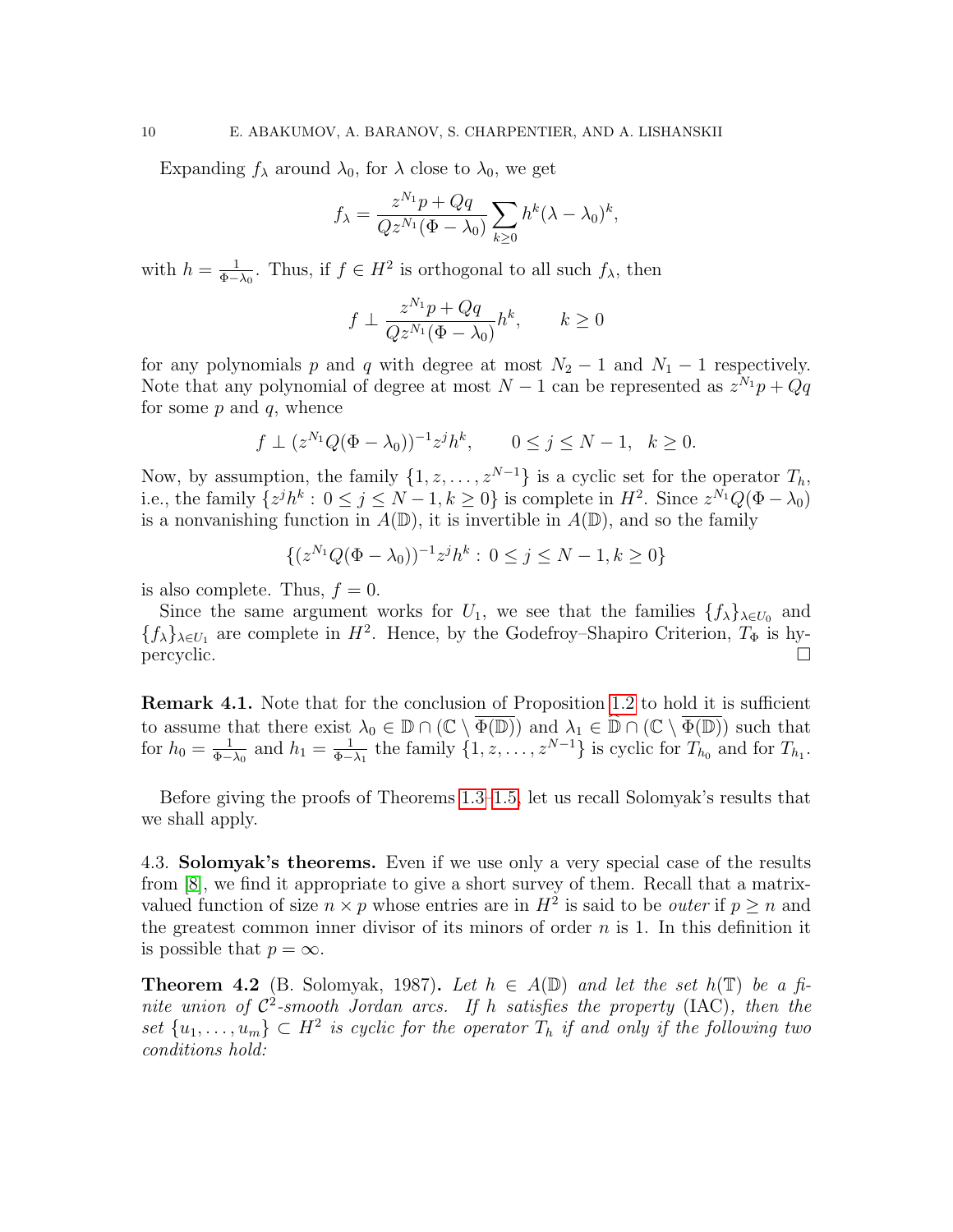Expanding $f_\lambda$ around $\lambda_0$, for $\lambda$ close to $\lambda_0$, we get

$$f_\lambda = \frac{z^{N_1}p + Qq}{Qz^{N_1}(\Phi - \lambda_0)} \sum_{k\geq 0} h^k (\lambda - \lambda_0)^k,$$

with $h = \frac{1}{\Phi - \lambda_0}$. Thus, if $f \in H^2$ is orthogonal to all such $f_\lambda$, then

$$f \perp \frac{z^{N_1}p + Qq}{Qz^{N_1}(\Phi - \lambda_0)} h^k, \qquad k \geq 0$$

for any polynomials $p$ and $q$ with degree at most $N_2 - 1$ and $N_1 - 1$ respectively. Note that any polynomial of degree at most $N - 1$ can be represented as $z^{N_1}p + Qq$ for some $p$ and $q$, whence

$$f \perp (z^{N_1}Q(\Phi - \lambda_0))^{-1} z^j h^k, \qquad 0 \leq j \leq N-1, \quad k \geq 0.$$

Now, by assumption, the family $\{1, z, \dots, z^{N-1}\}$ is a cyclic set for the operator $T_h$, i.e., the family $\{z^j h^k : 0 \leq j \leq N-1, k \geq 0\}$ is complete in $H^2$. Since $z^{N_1}Q(\Phi - \lambda_0)$ is a nonvanishing function in $A(\mathbb{D})$, it is invertible in $A(\mathbb{D})$, and so the family

$$\{(z^{N_1}Q(\Phi - \lambda_0))^{-1} z^j h^k : 0 \leq j \leq N-1, k \geq 0\}$$

is also complete. Thus, $f = 0$.

Since the same argument works for $U_1$, we see that the families $\{f_\lambda\}_{\lambda \in U_0}$ and $\{f_\lambda\}_{\lambda \in U_1}$ are complete in $H^2$. Hence, by the Godefroy–Shapiro Criterion, $T_\Phi$ is hypercyclic. □

**Remark 4.1.** Note that for the conclusion of Proposition 1.2 to hold it is sufficient to assume that there exist $\lambda_0 \in \mathbb{D} \cap (\mathbb{C} \setminus \overline{\Phi(\mathbb{D})})$ and $\lambda_1 \in \widehat{\mathbb{D}} \cap (\mathbb{C} \setminus \overline{\Phi(\mathbb{D})})$ such that for $h_0 = \frac{1}{\Phi - \lambda_0}$ and $h_1 = \frac{1}{\Phi - \lambda_1}$ the family $\{1, z, \dots, z^{N-1}\}$ is cyclic for $T_{h_0}$ and for $T_{h_1}$.

Before giving the proofs of Theorems 1.3–1.5, let us recall Solomyak's results that we shall apply.

4.3. **Solomyak's theorems.** Even if we use only a very special case of the results from [8], we find it appropriate to give a short survey of them. Recall that a matrix-valued function of size $n \times p$ whose entries are in $H^2$ is said to be *outer* if $p \geq n$ and the greatest common inner divisor of its minors of order $n$ is 1. In this definition it is possible that $p = \infty$.

**Theorem 4.2** (B. Solomyak, 1987)**.** *Let $h \in A(\mathbb{D})$ and let the set $h(\mathbb{T})$ be a finite union of $\mathcal{C}^2$-smooth Jordan arcs. If $h$ satisfies the property* (IAC)*, then the set $\{u_1, \dots, u_m\} \subset H^2$ is cyclic for the operator $T_h$ if and only if the following two conditions hold:*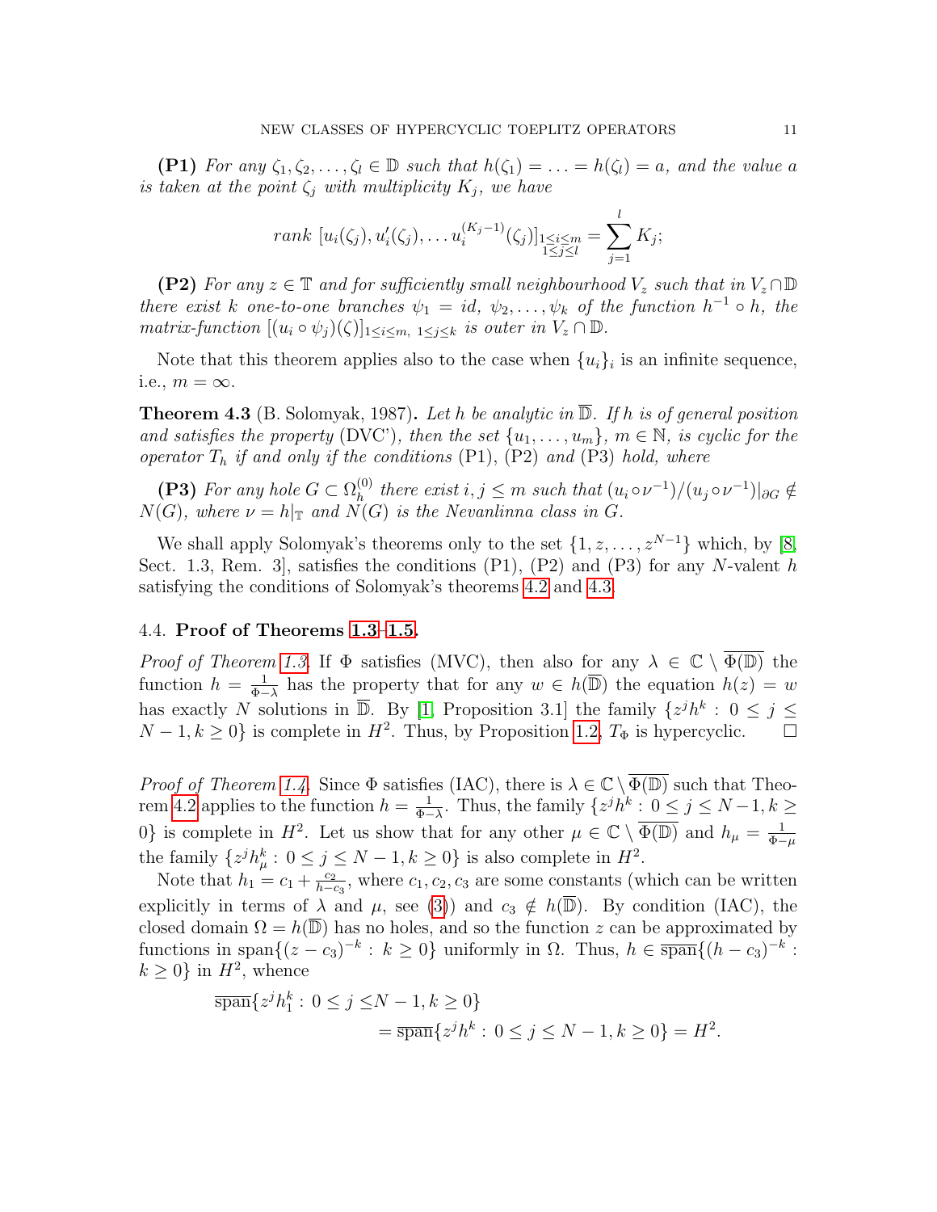**(P1)** *For any $\zeta_1, \zeta_2, \ldots, \zeta_l \in \mathbb{D}$ such that $h(\zeta_1) = \ldots = h(\zeta_l) = a$, and the value $a$ is taken at the point $\zeta_j$ with multiplicity $K_j$, we have*

$$\text{rank } [u_i(\zeta_j), u_i'(\zeta_j), \ldots u_i^{(K_j-1)}(\zeta_j)]_{\substack{1\le i\le m\\ 1\le j\le l}} = \sum_{j=1}^{l} K_j;$$

**(P2)** *For any $z \in \mathbb{T}$ and for sufficiently small neighbourhood $V_z$ such that in $V_z \cap \mathbb{D}$ there exist $k$ one-to-one branches $\psi_1 = id$, $\psi_2, \ldots, \psi_k$ of the function $h^{-1} \circ h$, the matrix-function $[(u_i \circ \psi_j)(\zeta)]_{1\le i\le m,\ 1\le j\le k}$ is outer in $V_z \cap \mathbb{D}$.*

Note that this theorem applies also to the case when $\{u_i\}_i$ is an infinite sequence, i.e., $m = \infty$.

**Theorem 4.3** (B. Solomyak, 1987)**.** *Let $h$ be analytic in $\overline{\mathbb{D}}$. If $h$ is of general position and satisfies the property* (DVC')*, then the set $\{u_1, \ldots, u_m\}$, $m \in \mathbb{N}$, is cyclic for the operator $T_h$ if and only if the conditions* (P1)*,* (P2) *and* (P3) *hold, where*

**(P3)** *For any hole $G \subset \Omega_h^{(0)}$ there exist $i, j \le m$ such that $(u_i \circ \nu^{-1})/(u_j \circ \nu^{-1})|_{\partial G} \notin N(G)$, where $\nu = h|_{\mathbb{T}}$ and $N(G)$ is the Nevanlinna class in $G$.*

We shall apply Solomyak's theorems only to the set $\{1, z, \ldots, z^{N-1}\}$ which, by [8, Sect. 1.3, Rem. 3], satisfies the conditions (P1), (P2) and (P3) for any $N$-valent $h$ satisfying the conditions of Solomyak's theorems 4.2 and 4.3.

### 4.4. Proof of Theorems 1.3–1.5.

*Proof of Theorem 1.3.* If $\Phi$ satisfies (MVC), then also for any $\lambda \in \mathbb{C} \setminus \overline{\Phi(\mathbb{D})}$ the function $h = \frac{1}{\Phi - \lambda}$ has the property that for any $w \in h(\overline{\mathbb{D}})$ the equation $h(z) = w$ has exactly $N$ solutions in $\overline{\mathbb{D}}$. By [1, Proposition 3.1] the family $\{z^j h^k : 0 \le j \le N-1, k \ge 0\}$ is complete in $H^2$. Thus, by Proposition 1.2, $T_\Phi$ is hypercyclic. $\square$

*Proof of Theorem 1.4.* Since $\Phi$ satisfies (IAC), there is $\lambda \in \mathbb{C} \setminus \overline{\Phi(\mathbb{D})}$ such that Theorem 4.2 applies to the function $h = \frac{1}{\Phi - \lambda}$. Thus, the family $\{z^j h^k : 0 \le j \le N-1, k \ge 0\}$ is complete in $H^2$. Let us show that for any other $\mu \in \mathbb{C} \setminus \overline{\Phi(\mathbb{D})}$ and $h_\mu = \frac{1}{\Phi - \mu}$ the family $\{z^j h_\mu^k : 0 \le j \le N-1, k \ge 0\}$ is also complete in $H^2$.

Note that $h_1 = c_1 + \frac{c_2}{h - c_3}$, where $c_1, c_2, c_3$ are some constants (which can be written explicitly in terms of $\lambda$ and $\mu$, see (3)) and $c_3 \notin h(\overline{\mathbb{D}})$. By condition (IAC), the closed domain $\Omega = h(\overline{\mathbb{D}})$ has no holes, and so the function $z$ can be approximated by functions in $\text{span}\{(z - c_3)^{-k} : k \ge 0\}$ uniformly in $\Omega$. Thus, $h \in \overline{\text{span}}\{(h - c_3)^{-k} : k \ge 0\}$ in $H^2$, whence

$$\begin{aligned}
\overline{\text{span}}\{z^j h_1^k : 0 \le j \le & N-1, k \ge 0\} \\
&= \overline{\text{span}}\{z^j h^k : 0 \le j \le N-1, k \ge 0\} = H^2.
\end{aligned}$$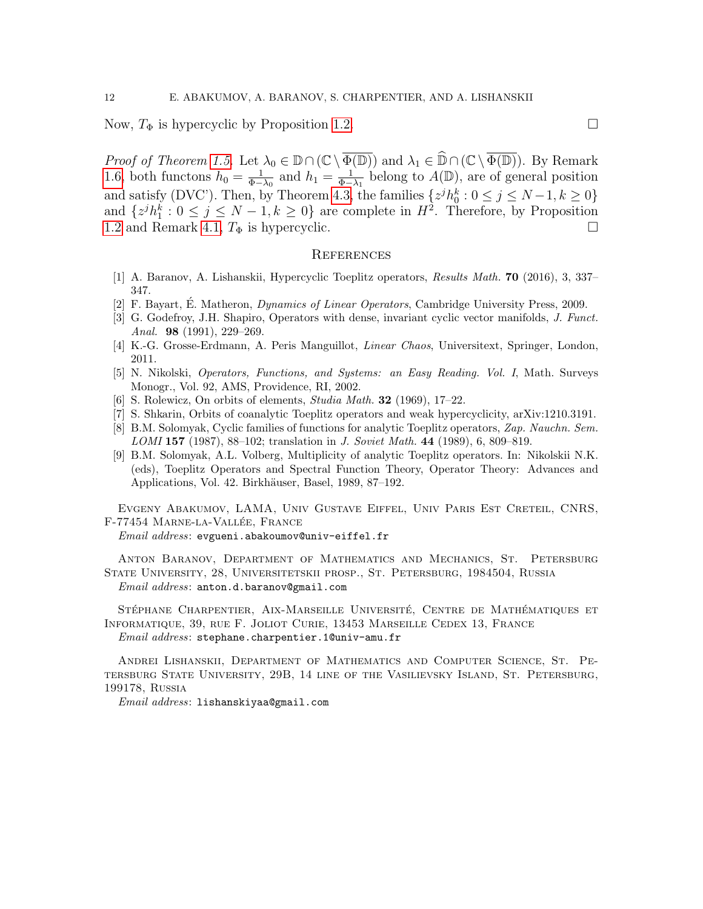Now, $T_\Phi$ is hypercyclic by Proposition 1.2. $\square$

*Proof of Theorem 1.5.* Let $\lambda_0 \in \mathbb{D} \cap (\mathbb{C} \setminus \overline{\Phi(\mathbb{D})})$ and $\lambda_1 \in \widehat{\mathbb{D}} \cap (\mathbb{C} \setminus \overline{\Phi(\mathbb{D})})$. By Remark 1.6, both functons $h_0 = \frac{1}{\Phi - \lambda_0}$ and $h_1 = \frac{1}{\Phi - \lambda_1}$ belong to $A(\mathbb{D})$, are of general position and satisfy (DVC'). Then, by Theorem 4.3, the families $\{z^j h_0^k : 0 \le j \le N-1, k \ge 0\}$ and $\{z^j h_1^k : 0 \le j \le N-1, k \ge 0\}$ are complete in $H^2$. Therefore, by Proposition 1.2 and Remark 4.1, $T_\Phi$ is hypercyclic. $\square$

## References

[1] A. Baranov, A. Lishanskii, Hypercyclic Toeplitz operators, *Results Math.* **70** (2016), 3, 337–347.

[2] F. Bayart, É. Matheron, *Dynamics of Linear Operators*, Cambridge University Press, 2009.

[3] G. Godefroy, J.H. Shapiro, Operators with dense, invariant cyclic vector manifolds, *J. Funct. Anal.* **98** (1991), 229–269.

[4] K.-G. Grosse-Erdmann, A. Peris Manguillot, *Linear Chaos*, Universitext, Springer, London, 2011.

[5] N. Nikolski, *Operators, Functions, and Systems: an Easy Reading. Vol. I*, Math. Surveys Monogr., Vol. 92, AMS, Providence, RI, 2002.

[6] S. Rolewicz, On orbits of elements, *Studia Math.* **32** (1969), 17–22.

[7] S. Shkarin, Orbits of coanalytic Toeplitz operators and weak hypercyclicity, arXiv:1210.3191.

[8] B.M. Solomyak, Cyclic families of functions for analytic Toeplitz operators, *Zap. Nauchn. Sem. LOMI* **157** (1987), 88–102; translation in *J. Soviet Math.* **44** (1989), 6, 809–819.

[9] B.M. Solomyak, A.L. Volberg, Multiplicity of analytic Toeplitz operators. In: Nikolskii N.K. (eds), Toeplitz Operators and Spectral Function Theory, Operator Theory: Advances and Applications, Vol. 42. Birkhäuser, Basel, 1989, 87–192.

Evgeny Abakumov, LAMA, Univ Gustave Eiffel, Univ Paris Est Creteil, CNRS, F-77454 Marne-la-Vallée, France

*Email address*: evgueni.abakoumov@univ-eiffel.fr

Anton Baranov, Department of Mathematics and Mechanics, St. Petersburg State University, 28, Universitetskii prosp., St. Petersburg, 1984504, Russia

*Email address*: anton.d.baranov@gmail.com

Stéphane Charpentier, Aix-Marseille Université, Centre de Mathématiques et Informatique, 39, rue F. Joliot Curie, 13453 Marseille Cedex 13, France

*Email address*: stephane.charpentier.1@univ-amu.fr

Andrei Lishanskii, Department of Mathematics and Computer Science, St. Petersburg State University, 29B, 14 line of the Vasilievsky Island, St. Petersburg, 199178, Russia

*Email address*: lishanskiyaa@gmail.com